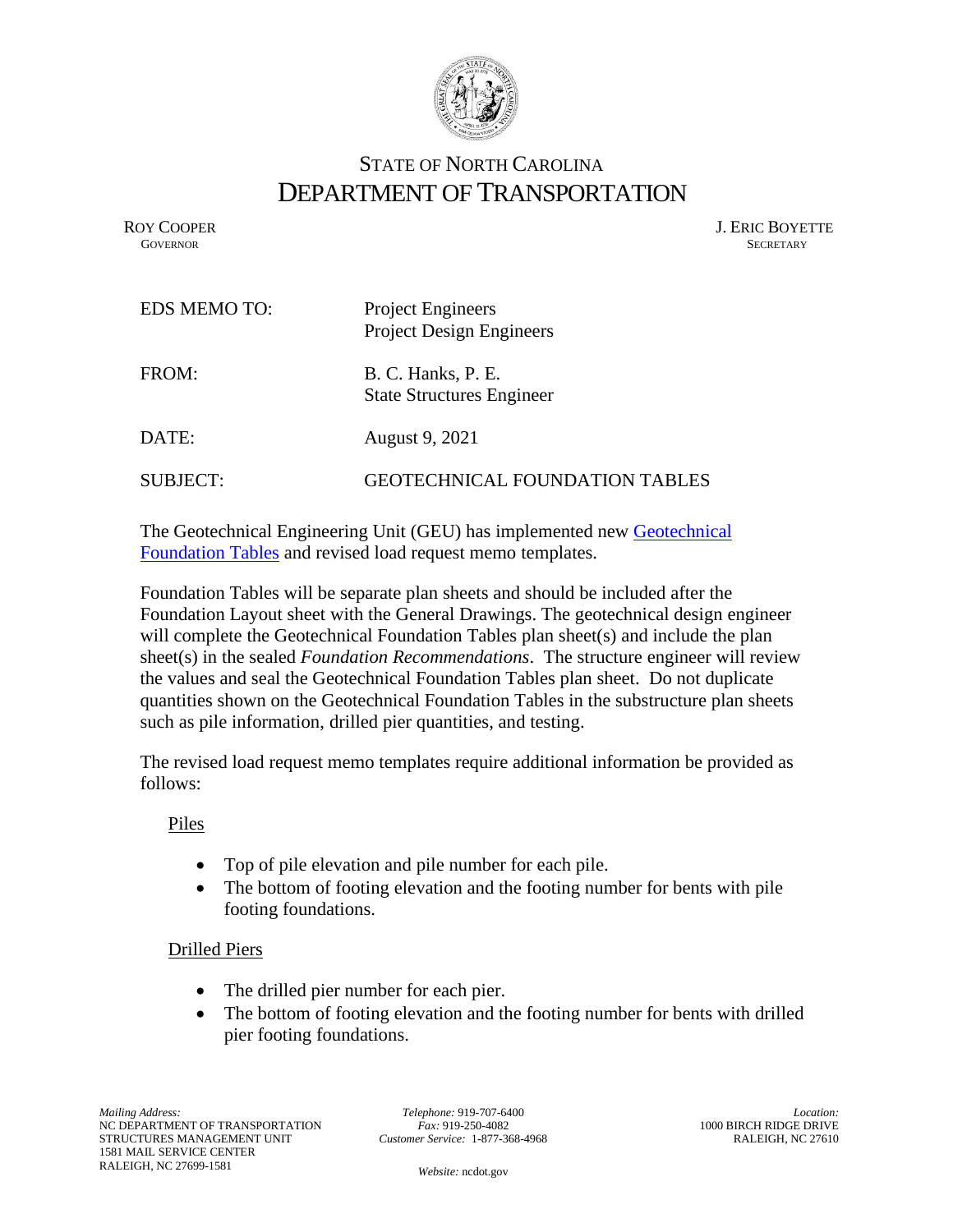# STATE OF NORTH CAROLINA
# DEPARTMENT OF TRANSPORTATION

ROY COOPER
GOVERNOR

J. ERIC BOYETTE
SECRETARY

EDS MEMO TO: Project Engineers
Project Design Engineers

FROM: B. C. Hanks, P. E.
State Structures Engineer

DATE: August 9, 2021

SUBJECT: GEOTECHNICAL FOUNDATION TABLES

The Geotechnical Engineering Unit (GEU) has implemented new Geotechnical Foundation Tables and revised load request memo templates.

Foundation Tables will be separate plan sheets and should be included after the Foundation Layout sheet with the General Drawings. The geotechnical design engineer will complete the Geotechnical Foundation Tables plan sheet(s) and include the plan sheet(s) in the sealed *Foundation Recommendations*. The structure engineer will review the values and seal the Geotechnical Foundation Tables plan sheet. Do not duplicate quantities shown on the Geotechnical Foundation Tables in the substructure plan sheets such as pile information, drilled pier quantities, and testing.

The revised load request memo templates require additional information be provided as follows:

<u>Piles</u>

- Top of pile elevation and pile number for each pile.
- The bottom of footing elevation and the footing number for bents with pile footing foundations.

<u>Drilled Piers</u>

- The drilled pier number for each pier.
- The bottom of footing elevation and the footing number for bents with drilled pier footing foundations.

*Mailing Address:*
NC DEPARTMENT OF TRANSPORTATION
STRUCTURES MANAGEMENT UNIT
1581 MAIL SERVICE CENTER
RALEIGH, NC 27699-1581

*Telephone:* 919-707-6400
*Fax:* 919-250-4082
*Customer Service:* 1-877-368-4968

*Website:* ncdot.gov

*Location:*
1000 BIRCH RIDGE DRIVE
RALEIGH, NC 27610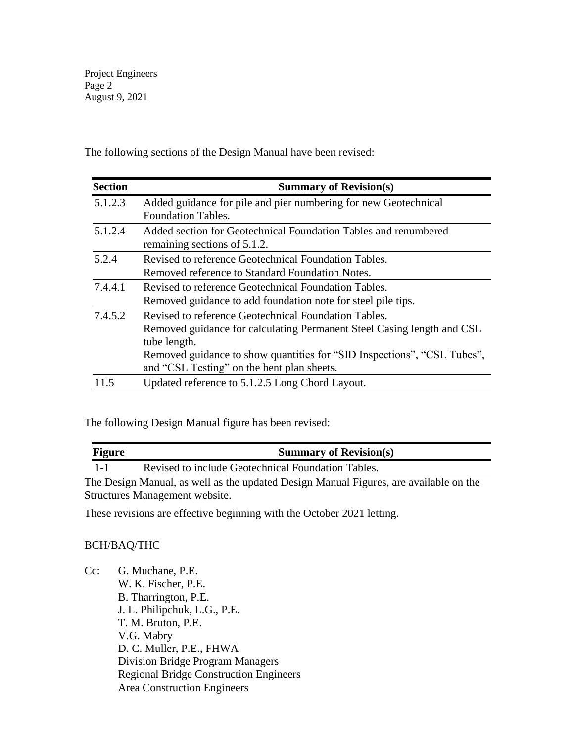The following sections of the Design Manual have been revised:

| Section | Summary of Revision(s) |
|---|---|
| 5.1.2.3 | Added guidance for pile and pier numbering for new Geotechnical Foundation Tables. |
| 5.1.2.4 | Added section for Geotechnical Foundation Tables and renumbered remaining sections of 5.1.2. |
| 5.2.4 | Revised to reference Geotechnical Foundation Tables. Removed reference to Standard Foundation Notes. |
| 7.4.4.1 | Revised to reference Geotechnical Foundation Tables. Removed guidance to add foundation note for steel pile tips. |
| 7.4.5.2 | Revised to reference Geotechnical Foundation Tables. Removed guidance for calculating Permanent Steel Casing length and CSL tube length. Removed guidance to show quantities for "SID Inspections", "CSL Tubes", and "CSL Testing" on the bent plan sheets. |
| 11.5 | Updated reference to 5.1.2.5 Long Chord Layout. |

The following Design Manual figure has been revised:

| Figure | Summary of Revision(s) |
|---|---|
| 1-1 | Revised to include Geotechnical Foundation Tables. |

The Design Manual, as well as the updated Design Manual Figures, are available on the Structures Management website.

These revisions are effective beginning with the October 2021 letting.

BCH/BAQ/THC

Cc: G. Muchane, P.E.
W. K. Fischer, P.E.
B. Tharrington, P.E.
J. L. Philipchuk, L.G., P.E.
T. M. Bruton, P.E.
V.G. Mabry
D. C. Muller, P.E., FHWA
Division Bridge Program Managers
Regional Bridge Construction Engineers
Area Construction Engineers